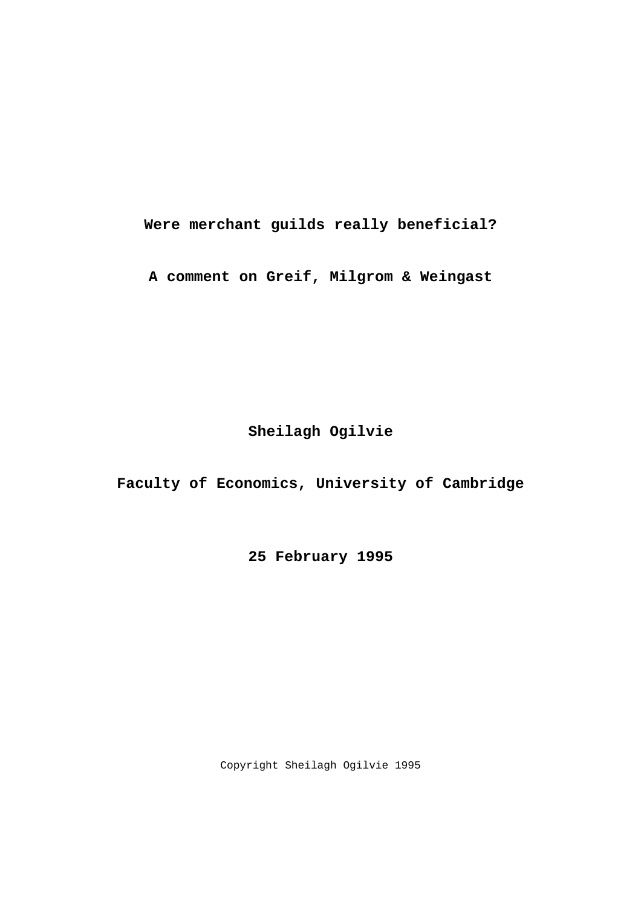# Were merchant guilds really beneficial?

## A comment on Greif, Milgrom & Weingast

**Sheilagh Ogilvie**

**Faculty of Economics, University of Cambridge**

**25 February 1995**

Copyright Sheilagh Ogilvie 1995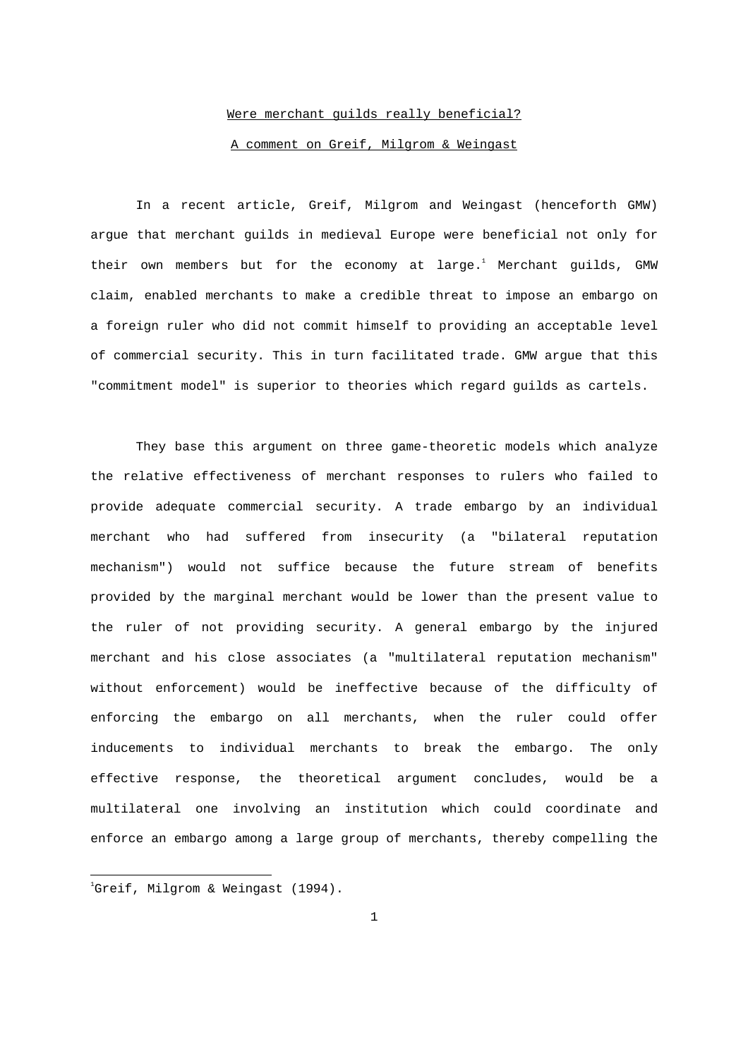Were merchant guilds really beneficial?

A comment on Greif, Milgrom & Weingast

In a recent article, Greif, Milgrom and Weingast (henceforth GMW) argue that merchant guilds in medieval Europe were beneficial not only for their own members but for the economy at large.[1] Merchant guilds, GMW claim, enabled merchants to make a credible threat to impose an embargo on a foreign ruler who did not commit himself to providing an acceptable level of commercial security. This in turn facilitated trade. GMW argue that this "commitment model" is superior to theories which regard guilds as cartels.

They base this argument on three game-theoretic models which analyze the relative effectiveness of merchant responses to rulers who failed to provide adequate commercial security. A trade embargo by an individual merchant who had suffered from insecurity (a "bilateral reputation mechanism") would not suffice because the future stream of benefits provided by the marginal merchant would be lower than the present value to the ruler of not providing security. A general embargo by the injured merchant and his close associates (a "multilateral reputation mechanism" without enforcement) would be ineffective because of the difficulty of enforcing the embargo on all merchants, when the ruler could offer inducements to individual merchants to break the embargo. The only effective response, the theoretical argument concludes, would be a multilateral one involving an institution which could coordinate and enforce an embargo among a large group of merchants, thereby compelling the

[1] Greif, Milgrom & Weingast (1994).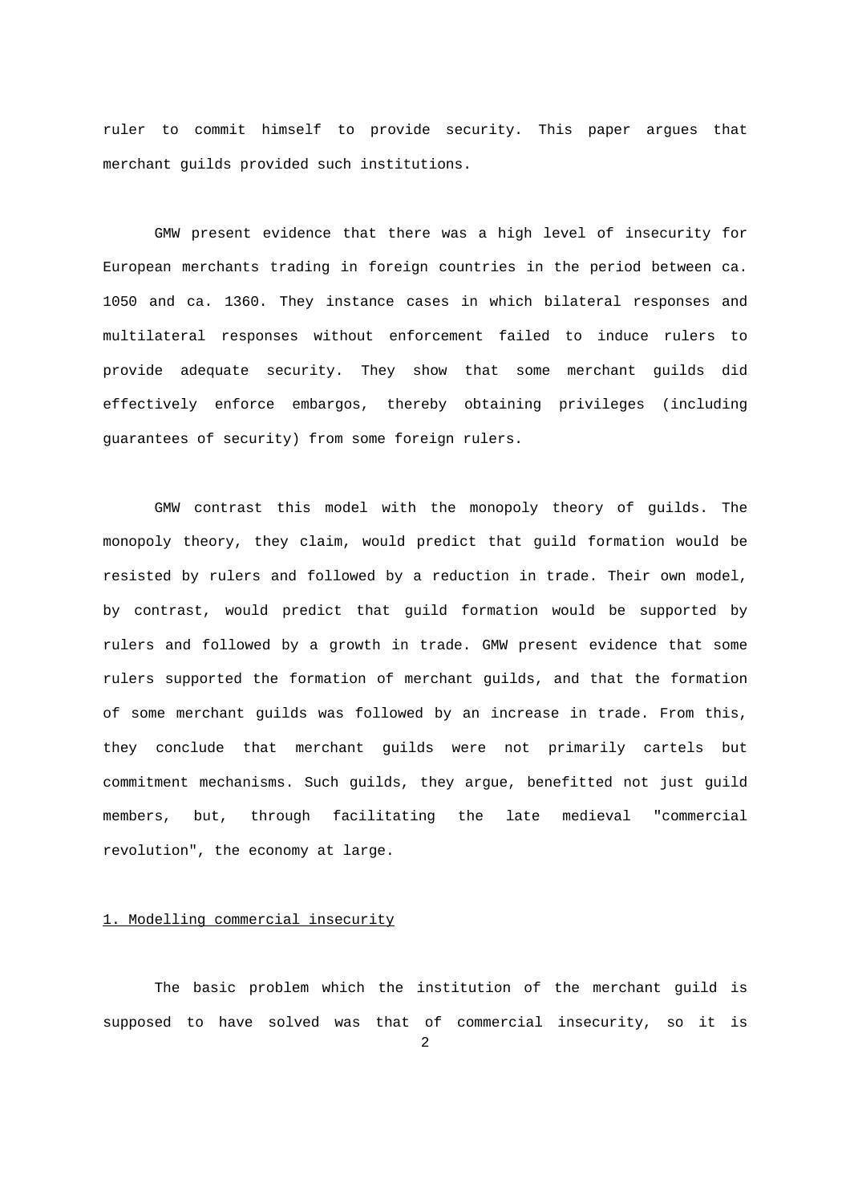ruler to commit himself to provide security. This paper argues that merchant guilds provided such institutions.

GMW present evidence that there was a high level of insecurity for European merchants trading in foreign countries in the period between ca. 1050 and ca. 1360. They instance cases in which bilateral responses and multilateral responses without enforcement failed to induce rulers to provide adequate security. They show that some merchant guilds did effectively enforce embargos, thereby obtaining privileges (including guarantees of security) from some foreign rulers.

GMW contrast this model with the monopoly theory of guilds. The monopoly theory, they claim, would predict that guild formation would be resisted by rulers and followed by a reduction in trade. Their own model, by contrast, would predict that guild formation would be supported by rulers and followed by a growth in trade. GMW present evidence that some rulers supported the formation of merchant guilds, and that the formation of some merchant guilds was followed by an increase in trade. From this, they conclude that merchant guilds were not primarily cartels but commitment mechanisms. Such guilds, they argue, benefitted not just guild members, but, through facilitating the late medieval "commercial revolution", the economy at large.

## 1. Modelling commercial insecurity

The basic problem which the institution of the merchant guild is supposed to have solved was that of commercial insecurity, so it is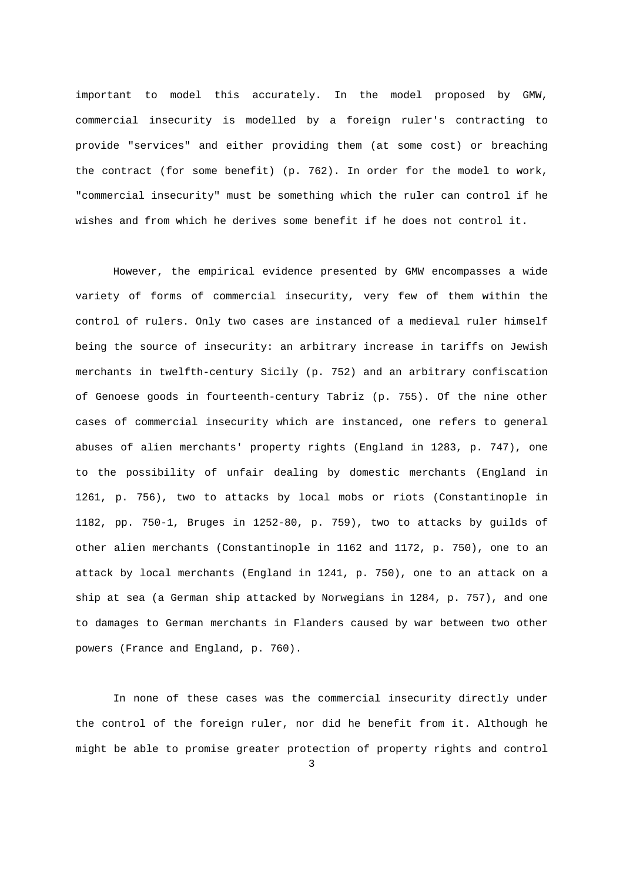important to model this accurately. In the model proposed by GMW, commercial insecurity is modelled by a foreign ruler's contracting to provide "services" and either providing them (at some cost) or breaching the contract (for some benefit) (p. 762). In order for the model to work, "commercial insecurity" must be something which the ruler can control if he wishes and from which he derives some benefit if he does not control it.

However, the empirical evidence presented by GMW encompasses a wide variety of forms of commercial insecurity, very few of them within the control of rulers. Only two cases are instanced of a medieval ruler himself being the source of insecurity: an arbitrary increase in tariffs on Jewish merchants in twelfth-century Sicily (p. 752) and an arbitrary confiscation of Genoese goods in fourteenth-century Tabriz (p. 755). Of the nine other cases of commercial insecurity which are instanced, one refers to general abuses of alien merchants' property rights (England in 1283, p. 747), one to the possibility of unfair dealing by domestic merchants (England in 1261, p. 756), two to attacks by local mobs or riots (Constantinople in 1182, pp. 750-1, Bruges in 1252-80, p. 759), two to attacks by guilds of other alien merchants (Constantinople in 1162 and 1172, p. 750), one to an attack by local merchants (England in 1241, p. 750), one to an attack on a ship at sea (a German ship attacked by Norwegians in 1284, p. 757), and one to damages to German merchants in Flanders caused by war between two other powers (France and England, p. 760).

In none of these cases was the commercial insecurity directly under the control of the foreign ruler, nor did he benefit from it. Although he might be able to promise greater protection of property rights and control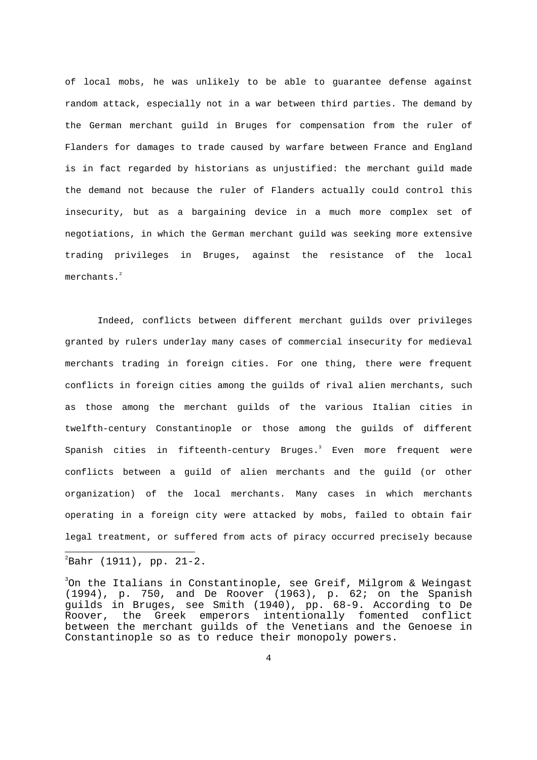of local mobs, he was unlikely to be able to guarantee defense against random attack, especially not in a war between third parties. The demand by the German merchant guild in Bruges for compensation from the ruler of Flanders for damages to trade caused by warfare between France and England is in fact regarded by historians as unjustified: the merchant guild made the demand not because the ruler of Flanders actually could control this insecurity, but as a bargaining device in a much more complex set of negotiations, in which the German merchant guild was seeking more extensive trading privileges in Bruges, against the resistance of the local merchants.[2]

Indeed, conflicts between different merchant guilds over privileges granted by rulers underlay many cases of commercial insecurity for medieval merchants trading in foreign cities. For one thing, there were frequent conflicts in foreign cities among the guilds of rival alien merchants, such as those among the merchant guilds of the various Italian cities in twelfth-century Constantinople or those among the guilds of different Spanish cities in fifteenth-century Bruges.[3] Even more frequent were conflicts between a guild of alien merchants and the guild (or other organization) of the local merchants. Many cases in which merchants operating in a foreign city were attacked by mobs, failed to obtain fair legal treatment, or suffered from acts of piracy occurred precisely because

---

[2]Bahr (1911), pp. 21-2.

[3]On the Italians in Constantinople, see Greif, Milgrom & Weingast (1994), p. 750, and De Roover (1963), p. 62; on the Spanish guilds in Bruges, see Smith (1940), pp. 68-9. According to De Roover, the Greek emperors intentionally fomented conflict between the merchant guilds of the Venetians and the Genoese in Constantinople so as to reduce their monopoly powers.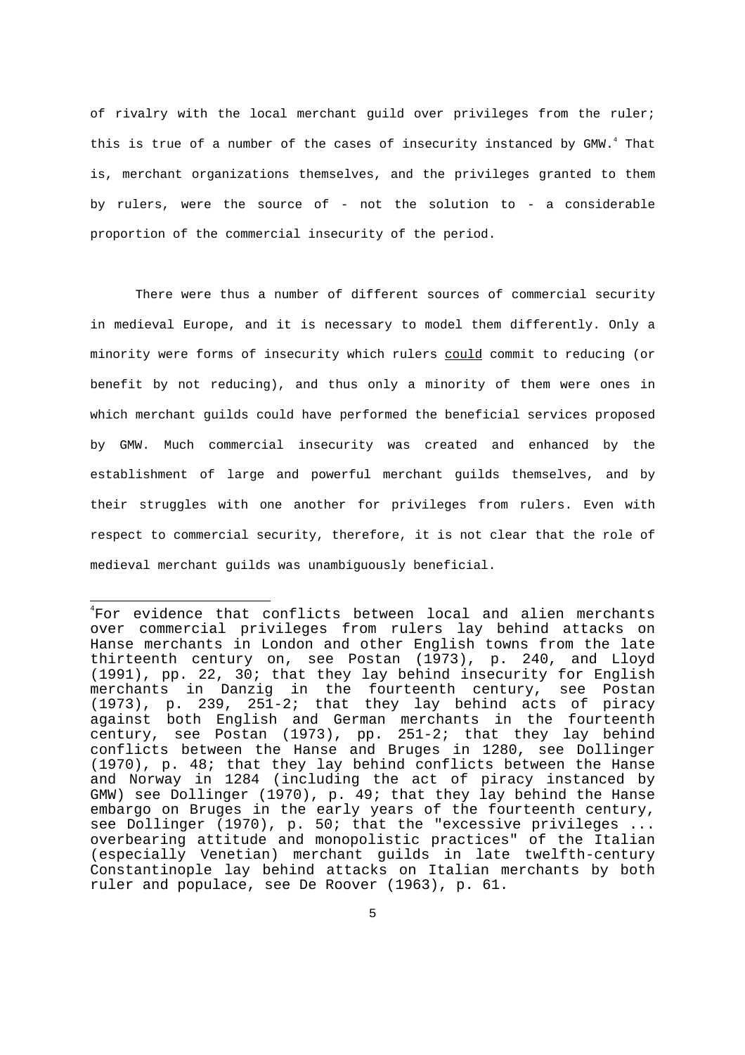of rivalry with the local merchant guild over privileges from the ruler; this is true of a number of the cases of insecurity instanced by GMW.[4] That is, merchant organizations themselves, and the privileges granted to them by rulers, were the source of - not the solution to - a considerable proportion of the commercial insecurity of the period.

There were thus a number of different sources of commercial security in medieval Europe, and it is necessary to model them differently. Only a minority were forms of insecurity which rulers could commit to reducing (or benefit by not reducing), and thus only a minority of them were ones in which merchant guilds could have performed the beneficial services proposed by GMW. Much commercial insecurity was created and enhanced by the establishment of large and powerful merchant guilds themselves, and by their struggles with one another for privileges from rulers. Even with respect to commercial security, therefore, it is not clear that the role of medieval merchant guilds was unambiguously beneficial.

---

[4]For evidence that conflicts between local and alien merchants over commercial privileges from rulers lay behind attacks on Hanse merchants in London and other English towns from the late thirteenth century on, see Postan (1973), p. 240, and Lloyd (1991), pp. 22, 30; that they lay behind insecurity for English merchants in Danzig in the fourteenth century, see Postan (1973), p. 239, 251-2; that they lay behind acts of piracy against both English and German merchants in the fourteenth century, see Postan (1973), pp. 251-2; that they lay behind conflicts between the Hanse and Bruges in 1280, see Dollinger (1970), p. 48; that they lay behind conflicts between the Hanse and Norway in 1284 (including the act of piracy instanced by GMW) see Dollinger (1970), p. 49; that they lay behind the Hanse embargo on Bruges in the early years of the fourteenth century, see Dollinger (1970), p. 50; that the "excessive privileges ... overbearing attitude and monopolistic practices" of the Italian (especially Venetian) merchant guilds in late twelfth-century Constantinople lay behind attacks on Italian merchants by both ruler and populace, see De Roover (1963), p. 61.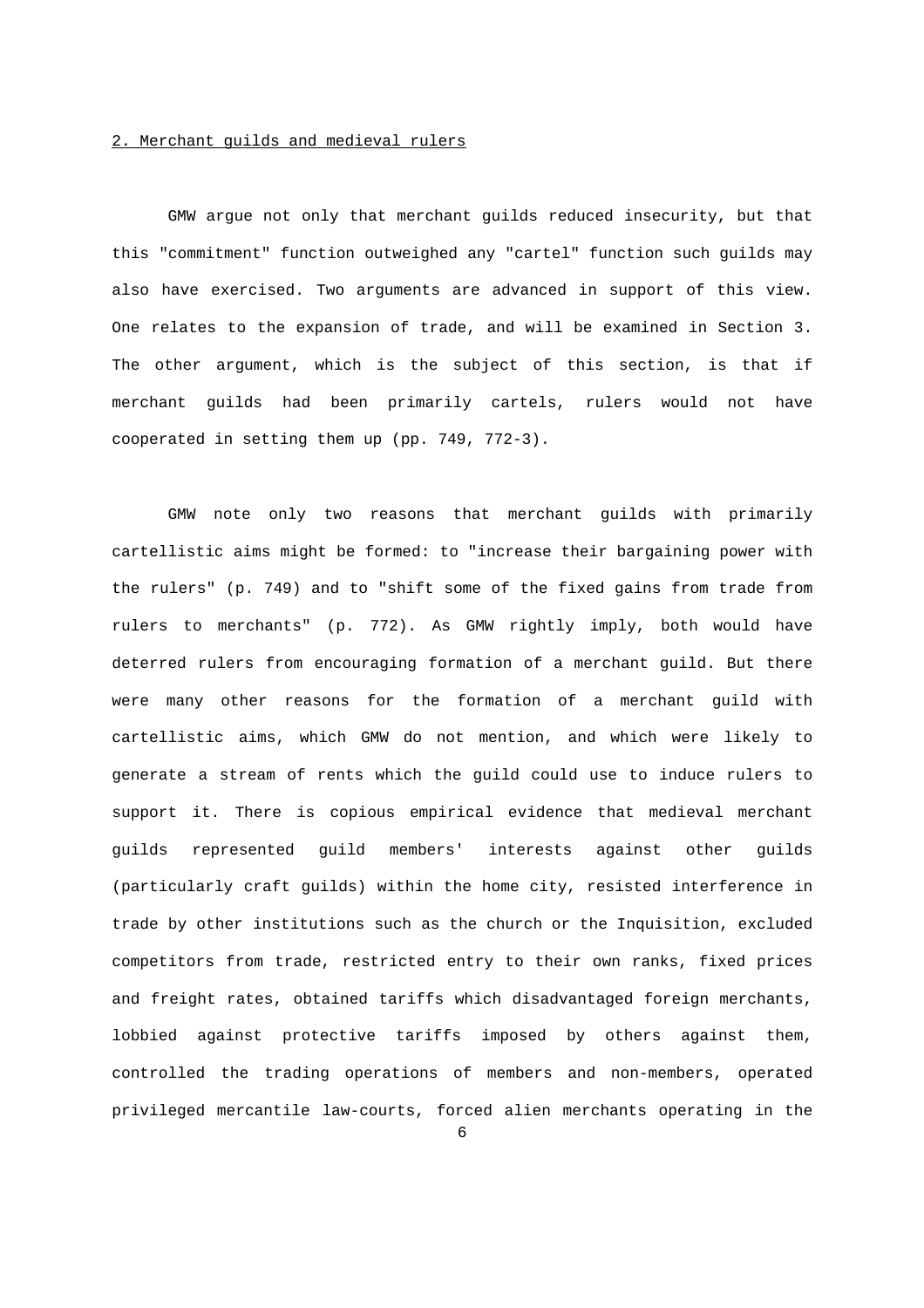## 2. Merchant guilds and medieval rulers

GMW argue not only that merchant guilds reduced insecurity, but that this "commitment" function outweighed any "cartel" function such guilds may also have exercised. Two arguments are advanced in support of this view. One relates to the expansion of trade, and will be examined in Section 3. The other argument, which is the subject of this section, is that if merchant guilds had been primarily cartels, rulers would not have cooperated in setting them up (pp. 749, 772-3).

GMW note only two reasons that merchant guilds with primarily cartellistic aims might be formed: to "increase their bargaining power with the rulers" (p. 749) and to "shift some of the fixed gains from trade from rulers to merchants" (p. 772). As GMW rightly imply, both would have deterred rulers from encouraging formation of a merchant guild. But there were many other reasons for the formation of a merchant guild with cartellistic aims, which GMW do not mention, and which were likely to generate a stream of rents which the guild could use to induce rulers to support it. There is copious empirical evidence that medieval merchant guilds represented guild members' interests against other guilds (particularly craft guilds) within the home city, resisted interference in trade by other institutions such as the church or the Inquisition, excluded competitors from trade, restricted entry to their own ranks, fixed prices and freight rates, obtained tariffs which disadvantaged foreign merchants, lobbied against protective tariffs imposed by others against them, controlled the trading operations of members and non-members, operated privileged mercantile law-courts, forced alien merchants operating in the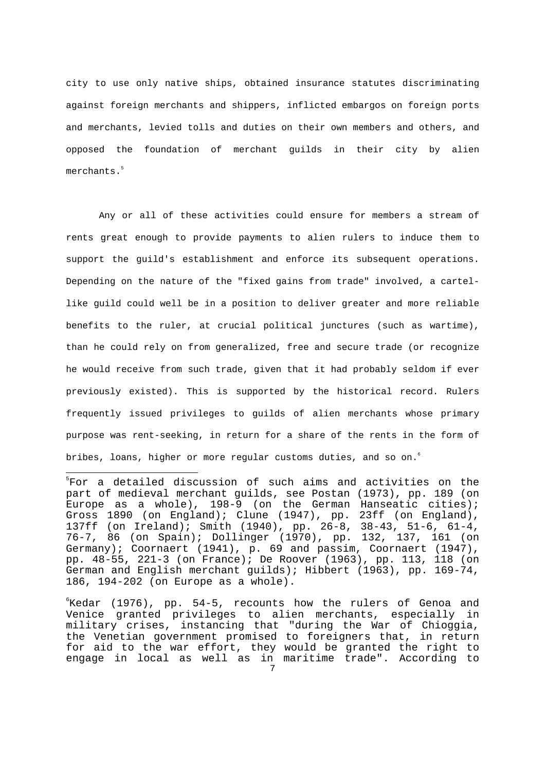city to use only native ships, obtained insurance statutes discriminating against foreign merchants and shippers, inflicted embargos on foreign ports and merchants, levied tolls and duties on their own members and others, and opposed the foundation of merchant guilds in their city by alien merchants.[5]

Any or all of these activities could ensure for members a stream of rents great enough to provide payments to alien rulers to induce them to support the guild's establishment and enforce its subsequent operations. Depending on the nature of the "fixed gains from trade" involved, a cartel-like guild could well be in a position to deliver greater and more reliable benefits to the ruler, at crucial political junctures (such as wartime), than he could rely on from generalized, free and secure trade (or recognize he would receive from such trade, given that it had probably seldom if ever previously existed). This is supported by the historical record. Rulers frequently issued privileges to guilds of alien merchants whose primary purpose was rent-seeking, in return for a share of the rents in the form of bribes, loans, higher or more regular customs duties, and so on.[6]

---

[5]For a detailed discussion of such aims and activities on the part of medieval merchant guilds, see Postan (1973), pp. 189 (on Europe as a whole), 198-9 (on the German Hanseatic cities); Gross 1890 (on England); Clune (1947), pp. 23ff (on England), 137ff (on Ireland); Smith (1940), pp. 26-8, 38-43, 51-6, 61-4, 76-7, 86 (on Spain); Dollinger (1970), pp. 132, 137, 161 (on Germany); Coornaert (1941), p. 69 and passim, Coornaert (1947), pp. 48-55, 221-3 (on France); De Roover (1963), pp. 113, 118 (on German and English merchant guilds); Hibbert (1963), pp. 169-74, 186, 194-202 (on Europe as a whole).

[6]Kedar (1976), pp. 54-5, recounts how the rulers of Genoa and Venice granted privileges to alien merchants, especially in military crises, instancing that "during the War of Chioggia, the Venetian government promised to foreigners that, in return for aid to the war effort, they would be granted the right to engage in local as well as in maritime trade". According to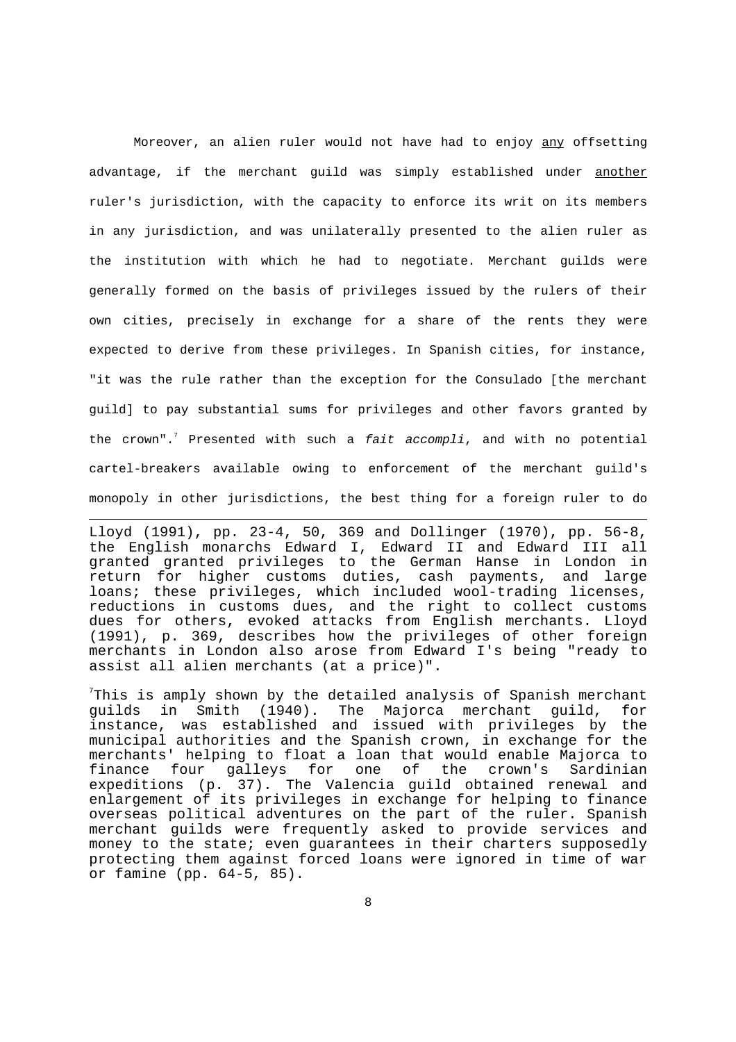Moreover, an alien ruler would not have had to enjoy <u>any</u> offsetting advantage, if the merchant guild was simply established under <u>another</u> ruler's jurisdiction, with the capacity to enforce its writ on its members in any jurisdiction, and was unilaterally presented to the alien ruler as the institution with which he had to negotiate. Merchant guilds were generally formed on the basis of privileges issued by the rulers of their own cities, precisely in exchange for a share of the rents they were expected to derive from these privileges. In Spanish cities, for instance, "it was the rule rather than the exception for the Consulado [the merchant guild] to pay substantial sums for privileges and other favors granted by the crown".[7] Presented with such a *fait accompli*, and with no potential cartel-breakers available owing to enforcement of the merchant guild's monopoly in other jurisdictions, the best thing for a foreign ruler to do

---

Lloyd (1991), pp. 23-4, 50, 369 and Dollinger (1970), pp. 56-8, the English monarchs Edward I, Edward II and Edward III all granted granted privileges to the German Hanse in London in return for higher customs duties, cash payments, and large loans; these privileges, which included wool-trading licenses, reductions in customs dues, and the right to collect customs dues for others, evoked attacks from English merchants. Lloyd (1991), p. 369, describes how the privileges of other foreign merchants in London also arose from Edward I's being "ready to assist all alien merchants (at a price)".

[7]This is amply shown by the detailed analysis of Spanish merchant guilds in Smith (1940). The Majorca merchant guild, for instance, was established and issued with privileges by the municipal authorities and the Spanish crown, in exchange for the merchants' helping to float a loan that would enable Majorca to finance four galleys for one of the crown's Sardinian expeditions (p. 37). The Valencia guild obtained renewal and enlargement of its privileges in exchange for helping to finance overseas political adventures on the part of the ruler. Spanish merchant guilds were frequently asked to provide services and money to the state; even guarantees in their charters supposedly protecting them against forced loans were ignored in time of war or famine (pp. 64-5, 85).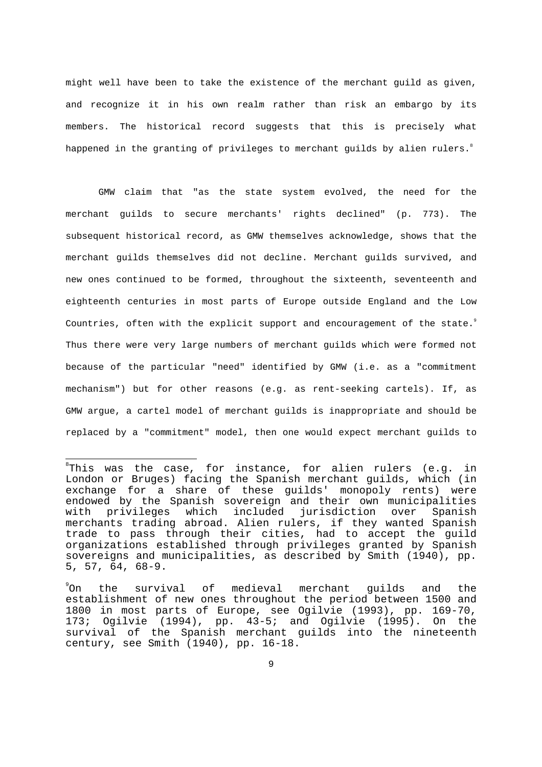might well have been to take the existence of the merchant guild as given, and recognize it in his own realm rather than risk an embargo by its members. The historical record suggests that this is precisely what happened in the granting of privileges to merchant guilds by alien rulers.[8]

GMW claim that "as the state system evolved, the need for the merchant guilds to secure merchants' rights declined" (p. 773). The subsequent historical record, as GMW themselves acknowledge, shows that the merchant guilds themselves did not decline. Merchant guilds survived, and new ones continued to be formed, throughout the sixteenth, seventeenth and eighteenth centuries in most parts of Europe outside England and the Low Countries, often with the explicit support and encouragement of the state.[9] Thus there were very large numbers of merchant guilds which were formed not because of the particular "need" identified by GMW (i.e. as a "commitment mechanism") but for other reasons (e.g. as rent-seeking cartels). If, as GMW argue, a cartel model of merchant guilds is inappropriate and should be replaced by a "commitment" model, then one would expect merchant guilds to

---

[8] This was the case, for instance, for alien rulers (e.g. in London or Bruges) facing the Spanish merchant guilds, which (in exchange for a share of these guilds' monopoly rents) were endowed by the Spanish sovereign and their own municipalities with privileges which included jurisdiction over Spanish merchants trading abroad. Alien rulers, if they wanted Spanish trade to pass through their cities, had to accept the guild organizations established through privileges granted by Spanish sovereigns and municipalities, as described by Smith (1940), pp. 5, 57, 64, 68-9.

[9] On the survival of medieval merchant guilds and the establishment of new ones throughout the period between 1500 and 1800 in most parts of Europe, see Ogilvie (1993), pp. 169-70, 173; Ogilvie (1994), pp. 43-5; and Ogilvie (1995). On the survival of the Spanish merchant guilds into the nineteenth century, see Smith (1940), pp. 16-18.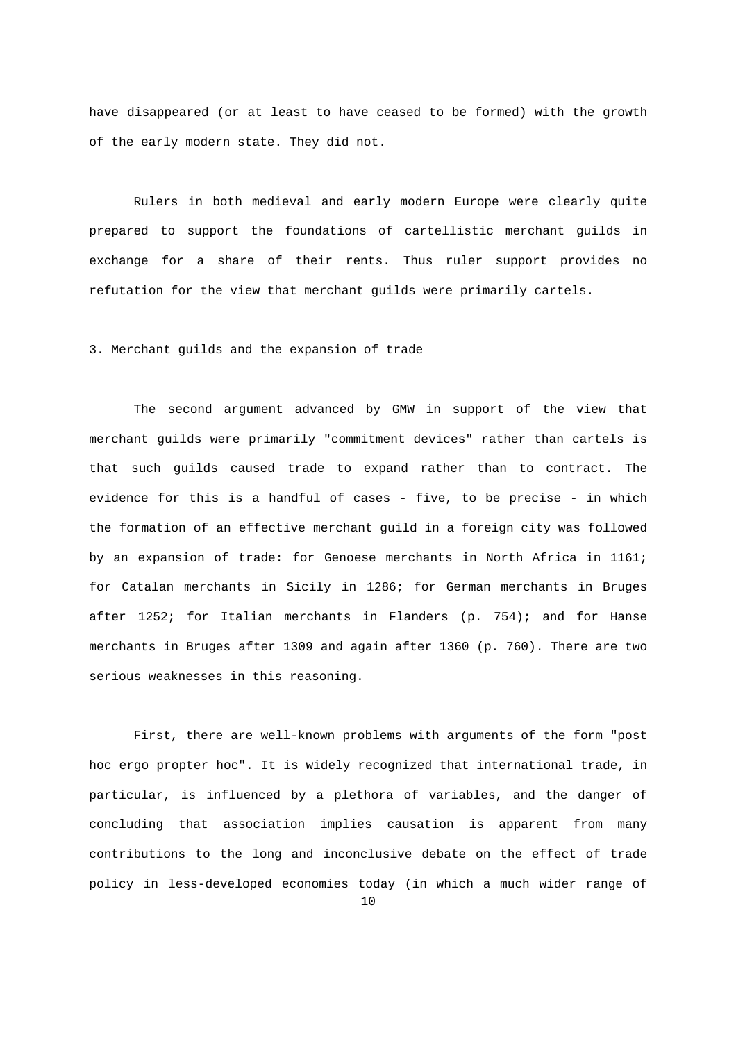have disappeared (or at least to have ceased to be formed) with the growth of the early modern state. They did not.

Rulers in both medieval and early modern Europe were clearly quite prepared to support the foundations of cartellistic merchant guilds in exchange for a share of their rents. Thus ruler support provides no refutation for the view that merchant guilds were primarily cartels.

## 3. Merchant guilds and the expansion of trade

The second argument advanced by GMW in support of the view that merchant guilds were primarily "commitment devices" rather than cartels is that such guilds caused trade to expand rather than to contract. The evidence for this is a handful of cases - five, to be precise - in which the formation of an effective merchant guild in a foreign city was followed by an expansion of trade: for Genoese merchants in North Africa in 1161; for Catalan merchants in Sicily in 1286; for German merchants in Bruges after 1252; for Italian merchants in Flanders (p. 754); and for Hanse merchants in Bruges after 1309 and again after 1360 (p. 760). There are two serious weaknesses in this reasoning.

First, there are well-known problems with arguments of the form "post hoc ergo propter hoc". It is widely recognized that international trade, in particular, is influenced by a plethora of variables, and the danger of concluding that association implies causation is apparent from many contributions to the long and inconclusive debate on the effect of trade policy in less-developed economies today (in which a much wider range of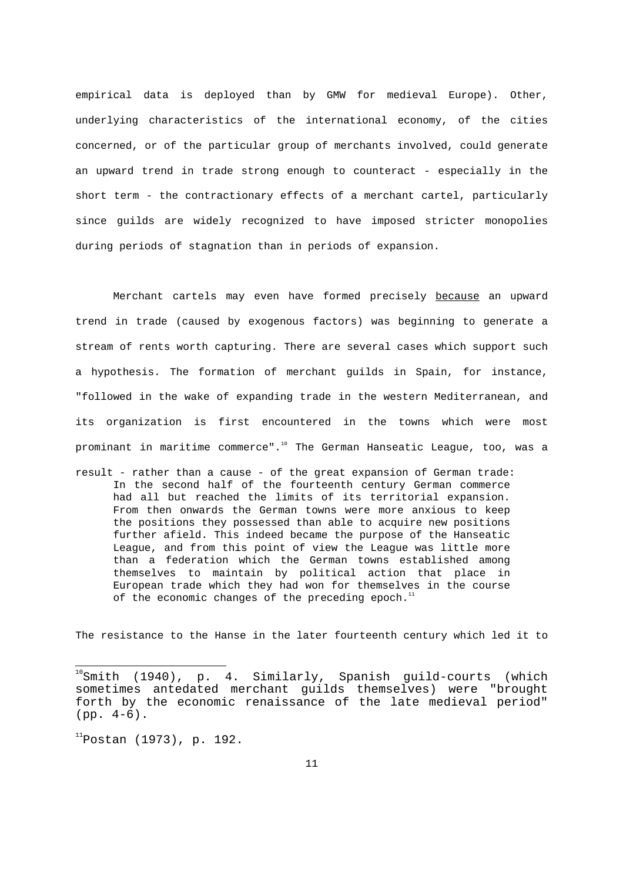empirical data is deployed than by GMW for medieval Europe). Other, underlying characteristics of the international economy, of the cities concerned, or of the particular group of merchants involved, could generate an upward trend in trade strong enough to counteract - especially in the short term - the contractionary effects of a merchant cartel, particularly since guilds are widely recognized to have imposed stricter monopolies during periods of stagnation than in periods of expansion.

Merchant cartels may even have formed precisely <u>because</u> an upward trend in trade (caused by exogenous factors) was beginning to generate a stream of rents worth capturing. There are several cases which support such a hypothesis. The formation of merchant guilds in Spain, for instance, "followed in the wake of expanding trade in the western Mediterranean, and its organization is first encountered in the towns which were most prominant in maritime commerce".[10] The German Hanseatic League, too, was a result - rather than a cause - of the great expansion of German trade:

> In the second half of the fourteenth century German commerce had all but reached the limits of its territorial expansion. From then onwards the German towns were more anxious to keep the positions they possessed than able to acquire new positions further afield. This indeed became the purpose of the Hanseatic League, and from this point of view the League was little more than a federation which the German towns established among themselves to maintain by political action that place in European trade which they had won for themselves in the course of the economic changes of the preceding epoch.[11]

The resistance to the Hanse in the later fourteenth century which led it to

---

[10] Smith (1940), p. 4. Similarly, Spanish guild-courts (which sometimes antedated merchant guilds themselves) were "brought forth by the economic renaissance of the late medieval period" (pp. 4-6).

[11] Postan (1973), p. 192.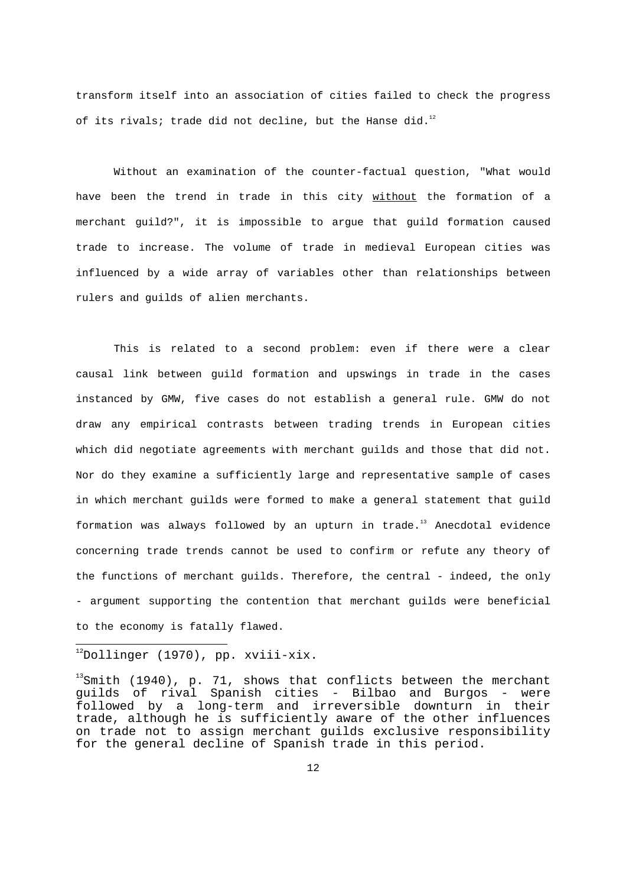transform itself into an association of cities failed to check the progress of its rivals; trade did not decline, but the Hanse did.[12]

Without an examination of the counter-factual question, "What would have been the trend in trade in this city _without_ the formation of a merchant guild?", it is impossible to argue that guild formation caused trade to increase. The volume of trade in medieval European cities was influenced by a wide array of variables other than relationships between rulers and guilds of alien merchants.

This is related to a second problem: even if there were a clear causal link between guild formation and upswings in trade in the cases instanced by GMW, five cases do not establish a general rule. GMW do not draw any empirical contrasts between trading trends in European cities which did negotiate agreements with merchant guilds and those that did not. Nor do they examine a sufficiently large and representative sample of cases in which merchant guilds were formed to make a general statement that guild formation was always followed by an upturn in trade.[13] Anecdotal evidence concerning trade trends cannot be used to confirm or refute any theory of the functions of merchant guilds. Therefore, the central - indeed, the only - argument supporting the contention that merchant guilds were beneficial to the economy is fatally flawed.

---

[12] Dollinger (1970), pp. xviii-xix.

[13] Smith (1940), p. 71, shows that conflicts between the merchant guilds of rival Spanish cities - Bilbao and Burgos - were followed by a long-term and irreversible downturn in their trade, although he is sufficiently aware of the other influences on trade not to assign merchant guilds exclusive responsibility for the general decline of Spanish trade in this period.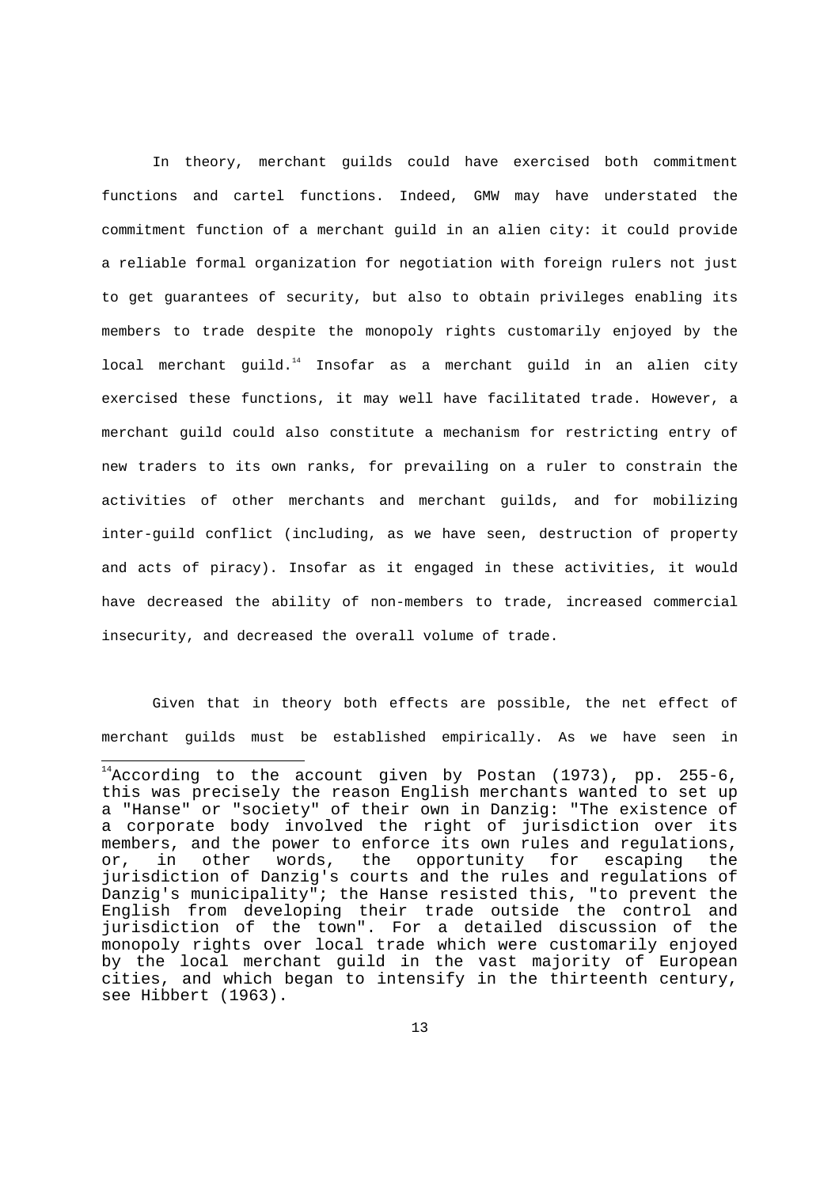In theory, merchant guilds could have exercised both commitment functions and cartel functions. Indeed, GMW may have understated the commitment function of a merchant guild in an alien city: it could provide a reliable formal organization for negotiation with foreign rulers not just to get guarantees of security, but also to obtain privileges enabling its members to trade despite the monopoly rights customarily enjoyed by the local merchant guild.[14] Insofar as a merchant guild in an alien city exercised these functions, it may well have facilitated trade. However, a merchant guild could also constitute a mechanism for restricting entry of new traders to its own ranks, for prevailing on a ruler to constrain the activities of other merchants and merchant guilds, and for mobilizing inter-guild conflict (including, as we have seen, destruction of property and acts of piracy). Insofar as it engaged in these activities, it would have decreased the ability of non-members to trade, increased commercial insecurity, and decreased the overall volume of trade.

Given that in theory both effects are possible, the net effect of merchant guilds must be established empirically. As we have seen in

---

[14] According to the account given by Postan (1973), pp. 255-6, this was precisely the reason English merchants wanted to set up a "Hanse" or "society" of their own in Danzig: "The existence of a corporate body involved the right of jurisdiction over its members, and the power to enforce its own rules and regulations, or, in other words, the opportunity for escaping the jurisdiction of Danzig's courts and the rules and regulations of Danzig's municipality"; the Hanse resisted this, "to prevent the English from developing their trade outside the control and jurisdiction of the town". For a detailed discussion of the monopoly rights over local trade which were customarily enjoyed by the local merchant guild in the vast majority of European cities, and which began to intensify in the thirteenth century, see Hibbert (1963).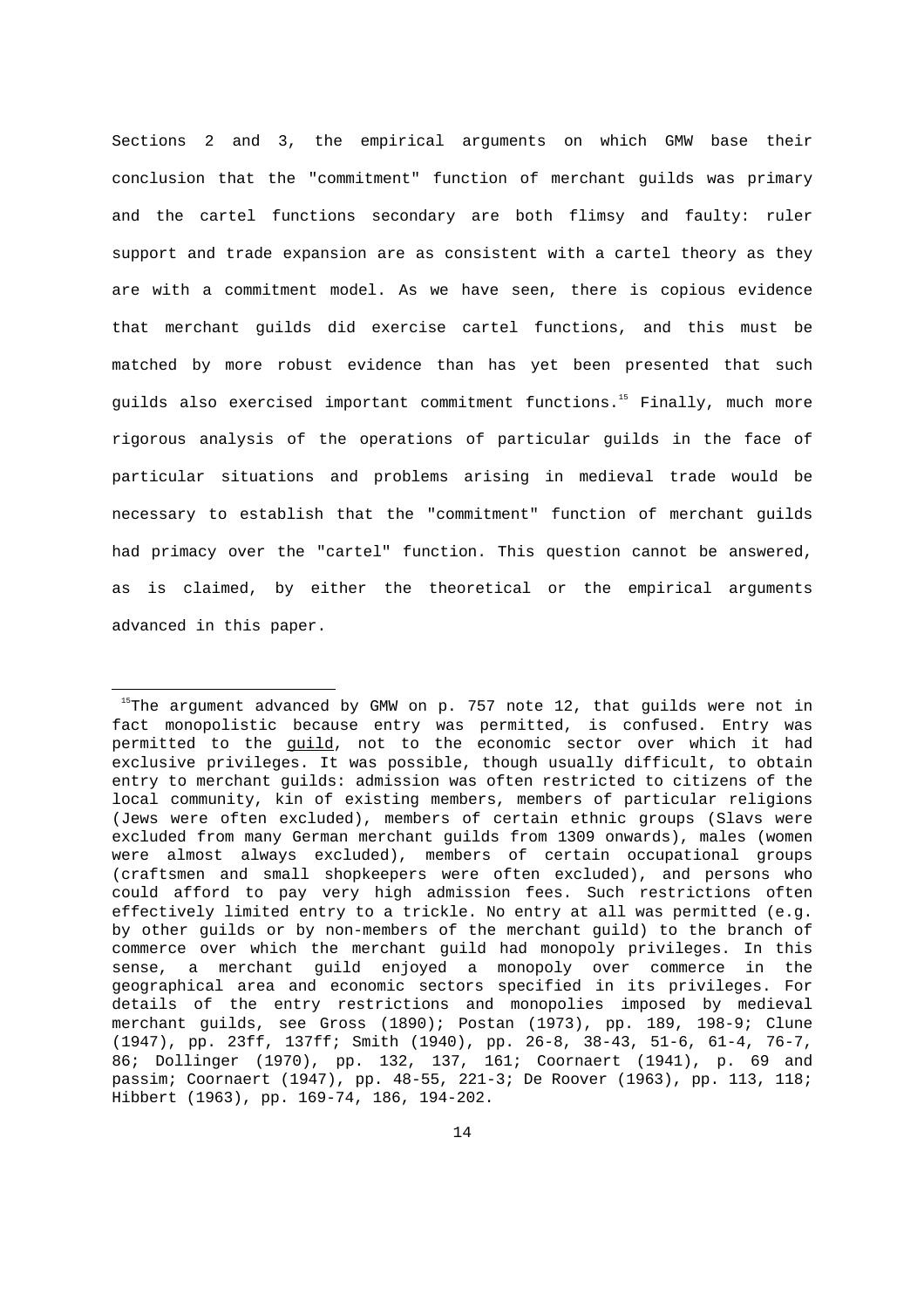Sections 2 and 3, the empirical arguments on which GMW base their conclusion that the "commitment" function of merchant guilds was primary and the cartel functions secondary are both flimsy and faulty: ruler support and trade expansion are as consistent with a cartel theory as they are with a commitment model. As we have seen, there is copious evidence that merchant guilds did exercise cartel functions, and this must be matched by more robust evidence than has yet been presented that such guilds also exercised important commitment functions.[15] Finally, much more rigorous analysis of the operations of particular guilds in the face of particular situations and problems arising in medieval trade would be necessary to establish that the "commitment" function of merchant guilds had primacy over the "cartel" function. This question cannot be answered, as is claimed, by either the theoretical or the empirical arguments advanced in this paper.

---

[15]The argument advanced by GMW on p. 757 note 12, that guilds were not in fact monopolistic because entry was permitted, is confused. Entry was permitted to the guild, not to the economic sector over which it had exclusive privileges. It was possible, though usually difficult, to obtain entry to merchant guilds: admission was often restricted to citizens of the local community, kin of existing members, members of particular religions (Jews were often excluded), members of certain ethnic groups (Slavs were excluded from many German merchant guilds from 1309 onwards), males (women were almost always excluded), members of certain occupational groups (craftsmen and small shopkeepers were often excluded), and persons who could afford to pay very high admission fees. Such restrictions often effectively limited entry to a trickle. No entry at all was permitted (e.g. by other guilds or by non-members of the merchant guild) to the branch of commerce over which the merchant guild had monopoly privileges. In this sense, a merchant guild enjoyed a monopoly over commerce in the geographical area and economic sectors specified in its privileges. For details of the entry restrictions and monopolies imposed by medieval merchant guilds, see Gross (1890); Postan (1973), pp. 189, 198-9; Clune (1947), pp. 23ff, 137ff; Smith (1940), pp. 26-8, 38-43, 51-6, 61-4, 76-7, 86; Dollinger (1970), pp. 132, 137, 161; Coornaert (1941), p. 69 and passim; Coornaert (1947), pp. 48-55, 221-3; De Roover (1963), pp. 113, 118; Hibbert (1963), pp. 169-74, 186, 194-202.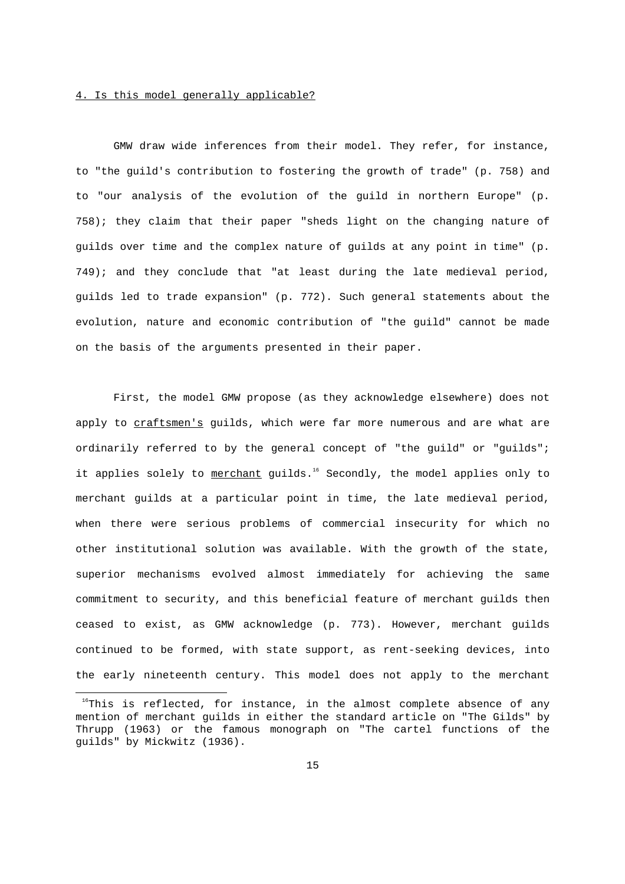## 4. Is this model generally applicable?

GMW draw wide inferences from their model. They refer, for instance, to "the guild's contribution to fostering the growth of trade" (p. 758) and to "our analysis of the evolution of the guild in northern Europe" (p. 758); they claim that their paper "sheds light on the changing nature of guilds over time and the complex nature of guilds at any point in time" (p. 749); and they conclude that "at least during the late medieval period, guilds led to trade expansion" (p. 772). Such general statements about the evolution, nature and economic contribution of "the guild" cannot be made on the basis of the arguments presented in their paper.

First, the model GMW propose (as they acknowledge elsewhere) does not apply to _craftsmen's_ guilds, which were far more numerous and are what are ordinarily referred to by the general concept of "the guild" or "guilds"; it applies solely to _merchant_ guilds.[16] Secondly, the model applies only to merchant guilds at a particular point in time, the late medieval period, when there were serious problems of commercial insecurity for which no other institutional solution was available. With the growth of the state, superior mechanisms evolved almost immediately for achieving the same commitment to security, and this beneficial feature of merchant guilds then ceased to exist, as GMW acknowledge (p. 773). However, merchant guilds continued to be formed, with state support, as rent-seeking devices, into the early nineteenth century. This model does not apply to the merchant

[16] This is reflected, for instance, in the almost complete absence of any mention of merchant guilds in either the standard article on "The Gilds" by Thrupp (1963) or the famous monograph on "The cartel functions of the guilds" by Mickwitz (1936).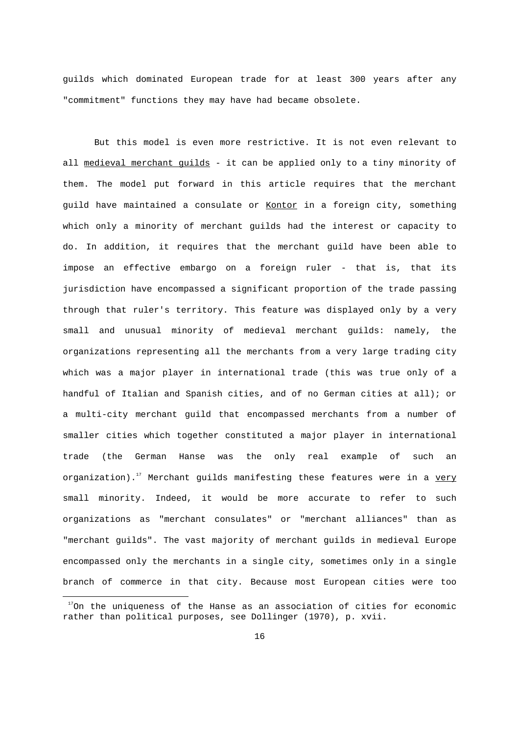guilds which dominated European trade for at least 300 years after any "commitment" functions they may have had became obsolete.

But this model is even more restrictive. It is not even relevant to all medieval merchant guilds - it can be applied only to a tiny minority of them. The model put forward in this article requires that the merchant guild have maintained a consulate or Kontor in a foreign city, something which only a minority of merchant guilds had the interest or capacity to do. In addition, it requires that the merchant guild have been able to impose an effective embargo on a foreign ruler - that is, that its jurisdiction have encompassed a significant proportion of the trade passing through that ruler's territory. This feature was displayed only by a very small and unusual minority of medieval merchant guilds: namely, the organizations representing all the merchants from a very large trading city which was a major player in international trade (this was true only of a handful of Italian and Spanish cities, and of no German cities at all); or a multi-city merchant guild that encompassed merchants from a number of smaller cities which together constituted a major player in international trade (the German Hanse was the only real example of such an organization).[17] Merchant guilds manifesting these features were in a very small minority. Indeed, it would be more accurate to refer to such organizations as "merchant consulates" or "merchant alliances" than as "merchant guilds". The vast majority of merchant guilds in medieval Europe encompassed only the merchants in a single city, sometimes only in a single branch of commerce in that city. Because most European cities were too

[17] On the uniqueness of the Hanse as an association of cities for economic rather than political purposes, see Dollinger (1970), p. xvii.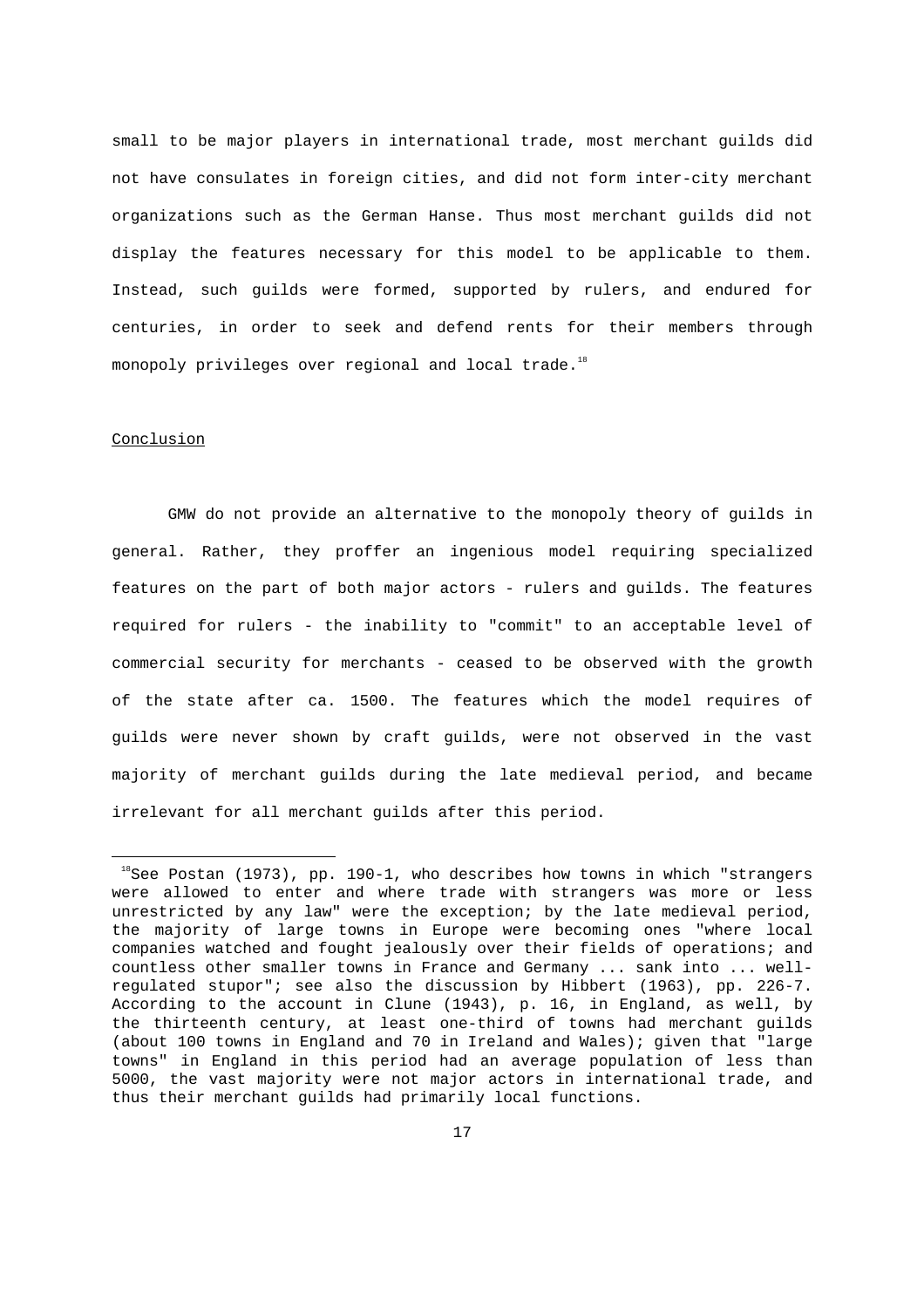small to be major players in international trade, most merchant guilds did not have consulates in foreign cities, and did not form inter-city merchant organizations such as the German Hanse. Thus most merchant guilds did not display the features necessary for this model to be applicable to them. Instead, such guilds were formed, supported by rulers, and endured for centuries, in order to seek and defend rents for their members through monopoly privileges over regional and local trade.[18]

## Conclusion

GMW do not provide an alternative to the monopoly theory of guilds in general. Rather, they proffer an ingenious model requiring specialized features on the part of both major actors - rulers and guilds. The features required for rulers - the inability to "commit" to an acceptable level of commercial security for merchants - ceased to be observed with the growth of the state after ca. 1500. The features which the model requires of guilds were never shown by craft guilds, were not observed in the vast majority of merchant guilds during the late medieval period, and became irrelevant for all merchant guilds after this period.

[18] See Postan (1973), pp. 190-1, who describes how towns in which "strangers were allowed to enter and where trade with strangers was more or less unrestricted by any law" were the exception; by the late medieval period, the majority of large towns in Europe were becoming ones "where local companies watched and fought jealously over their fields of operations; and countless other smaller towns in France and Germany ... sank into ... well-regulated stupor"; see also the discussion by Hibbert (1963), pp. 226-7. According to the account in Clune (1943), p. 16, in England, as well, by the thirteenth century, at least one-third of towns had merchant guilds (about 100 towns in England and 70 in Ireland and Wales); given that "large towns" in England in this period had an average population of less than 5000, the vast majority were not major actors in international trade, and thus their merchant guilds had primarily local functions.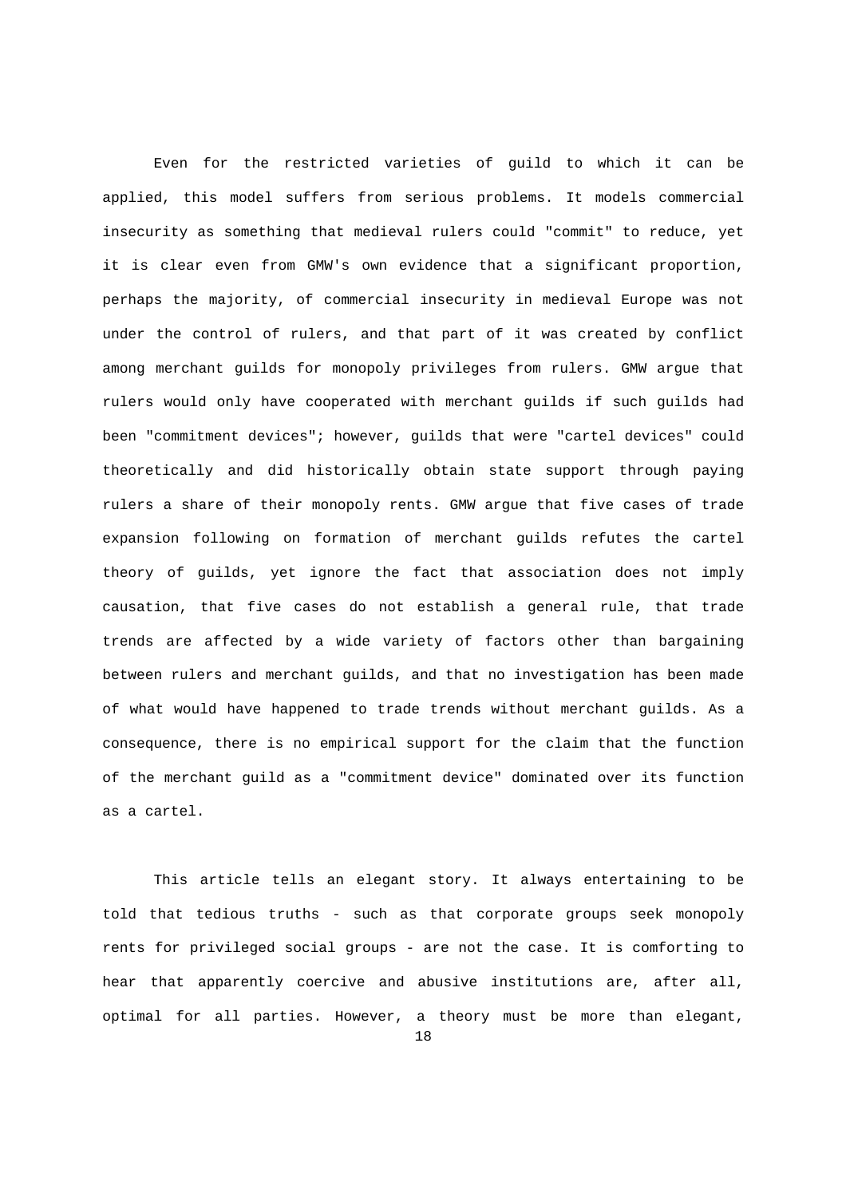Even for the restricted varieties of guild to which it can be applied, this model suffers from serious problems. It models commercial insecurity as something that medieval rulers could "commit" to reduce, yet it is clear even from GMW's own evidence that a significant proportion, perhaps the majority, of commercial insecurity in medieval Europe was not under the control of rulers, and that part of it was created by conflict among merchant guilds for monopoly privileges from rulers. GMW argue that rulers would only have cooperated with merchant guilds if such guilds had been "commitment devices"; however, guilds that were "cartel devices" could theoretically and did historically obtain state support through paying rulers a share of their monopoly rents. GMW argue that five cases of trade expansion following on formation of merchant guilds refutes the cartel theory of guilds, yet ignore the fact that association does not imply causation, that five cases do not establish a general rule, that trade trends are affected by a wide variety of factors other than bargaining between rulers and merchant guilds, and that no investigation has been made of what would have happened to trade trends without merchant guilds. As a consequence, there is no empirical support for the claim that the function of the merchant guild as a "commitment device" dominated over its function as a cartel.

This article tells an elegant story. It always entertaining to be told that tedious truths - such as that corporate groups seek monopoly rents for privileged social groups - are not the case. It is comforting to hear that apparently coercive and abusive institutions are, after all, optimal for all parties. However, a theory must be more than elegant,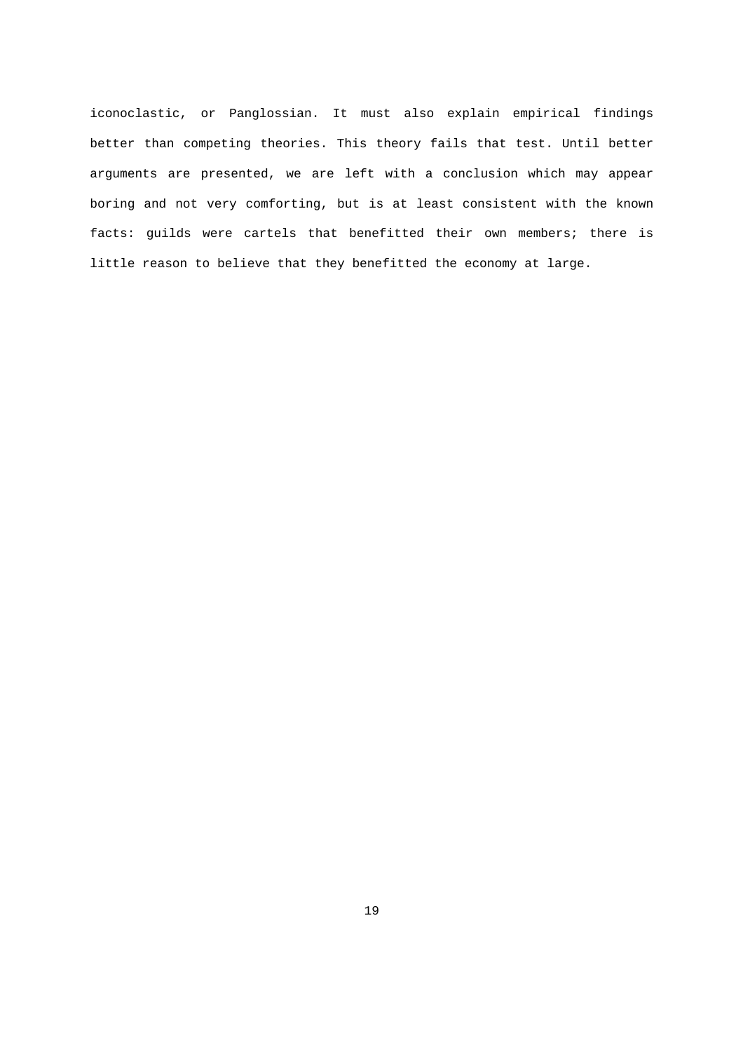iconoclastic, or Panglossian. It must also explain empirical findings better than competing theories. This theory fails that test. Until better arguments are presented, we are left with a conclusion which may appear boring and not very comforting, but is at least consistent with the known facts: guilds were cartels that benefitted their own members; there is little reason to believe that they benefitted the economy at large.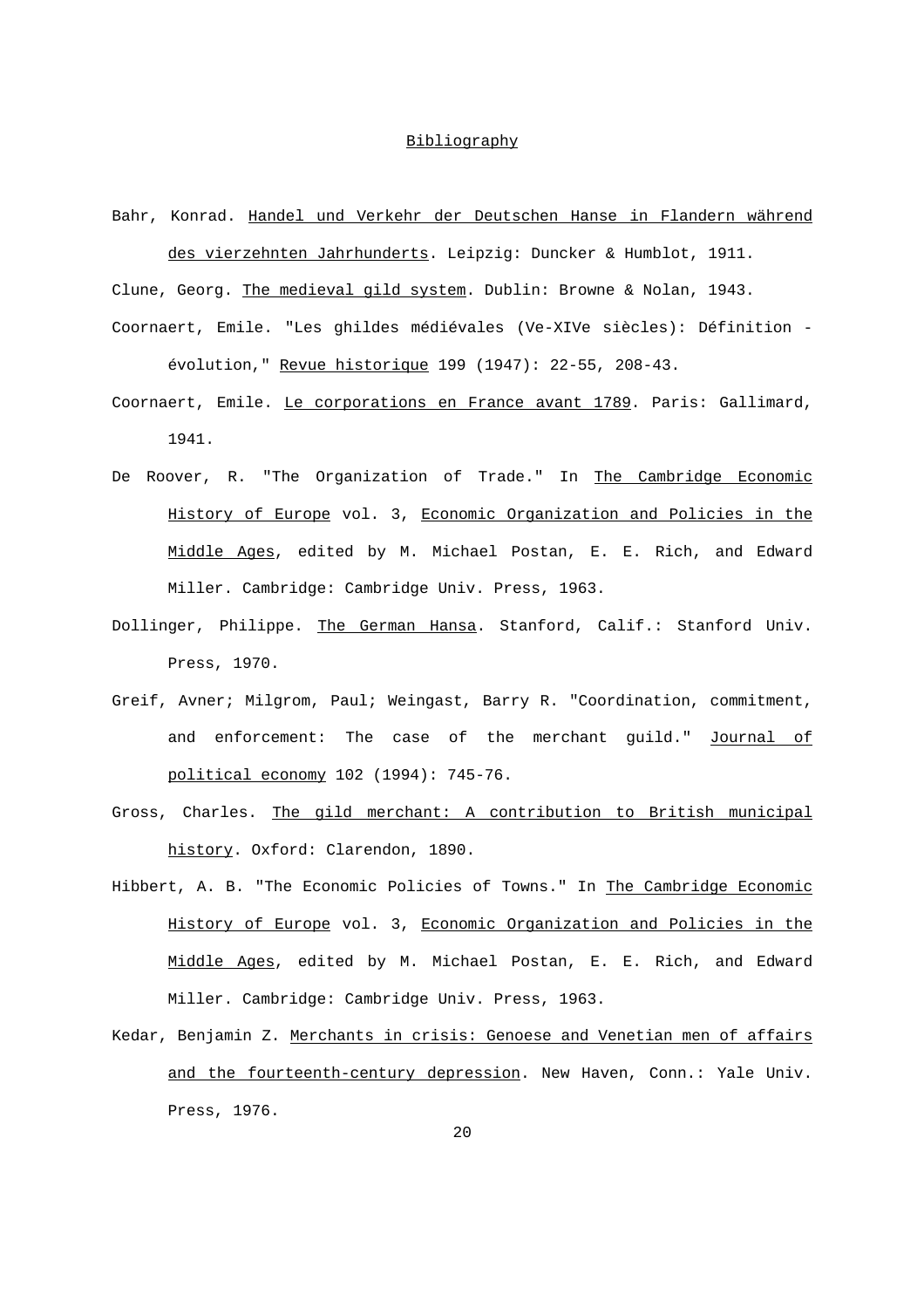# Bibliography

Bahr, Konrad. Handel und Verkehr der Deutschen Hanse in Flandern während des vierzehnten Jahrhunderts. Leipzig: Duncker & Humblot, 1911.

Clune, Georg. The medieval gild system. Dublin: Browne & Nolan, 1943.

Coornaert, Emile. "Les ghildes médiévales (Ve-XIVe siècles): Définition - évolution," Revue historique 199 (1947): 22-55, 208-43.

Coornaert, Emile. Le corporations en France avant 1789. Paris: Gallimard, 1941.

De Roover, R. "The Organization of Trade." In The Cambridge Economic History of Europe vol. 3, Economic Organization and Policies in the Middle Ages, edited by M. Michael Postan, E. E. Rich, and Edward Miller. Cambridge: Cambridge Univ. Press, 1963.

Dollinger, Philippe. The German Hansa. Stanford, Calif.: Stanford Univ. Press, 1970.

Greif, Avner; Milgrom, Paul; Weingast, Barry R. "Coordination, commitment, and enforcement: The case of the merchant guild." Journal of political economy 102 (1994): 745-76.

Gross, Charles. The gild merchant: A contribution to British municipal history. Oxford: Clarendon, 1890.

Hibbert, A. B. "The Economic Policies of Towns." In The Cambridge Economic History of Europe vol. 3, Economic Organization and Policies in the Middle Ages, edited by M. Michael Postan, E. E. Rich, and Edward Miller. Cambridge: Cambridge Univ. Press, 1963.

Kedar, Benjamin Z. Merchants in crisis: Genoese and Venetian men of affairs and the fourteenth-century depression. New Haven, Conn.: Yale Univ. Press, 1976.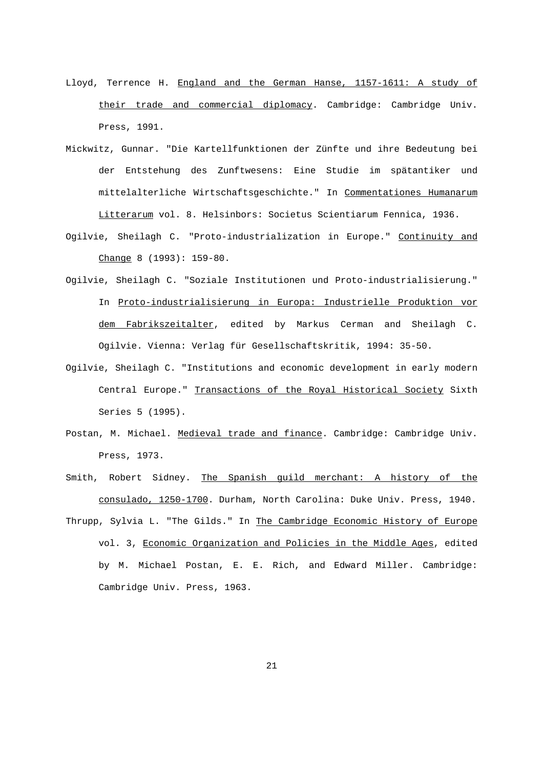Lloyd, Terrence H. England and the German Hanse, 1157-1611: A study of their trade and commercial diplomacy. Cambridge: Cambridge Univ. Press, 1991.

Mickwitz, Gunnar. "Die Kartellfunktionen der Zünfte und ihre Bedeutung bei der Entstehung des Zunftwesens: Eine Studie im spätantiker und mittelalterliche Wirtschaftsgeschichte." In Commentationes Humanarum Litterarum vol. 8. Helsinbors: Societus Scientiarum Fennica, 1936.

Ogilvie, Sheilagh C. "Proto-industrialization in Europe." Continuity and Change 8 (1993): 159-80.

Ogilvie, Sheilagh C. "Soziale Institutionen und Proto-industrialisierung." In Proto-industrialisierung in Europa: Industrielle Produktion vor dem Fabrikszeitalter, edited by Markus Cerman and Sheilagh C. Ogilvie. Vienna: Verlag für Gesellschaftskritik, 1994: 35-50.

Ogilvie, Sheilagh C. "Institutions and economic development in early modern Central Europe." Transactions of the Royal Historical Society Sixth Series 5 (1995).

Postan, M. Michael. Medieval trade and finance. Cambridge: Cambridge Univ. Press, 1973.

Smith, Robert Sidney. The Spanish guild merchant: A history of the consulado, 1250-1700. Durham, North Carolina: Duke Univ. Press, 1940.

Thrupp, Sylvia L. "The Gilds." In The Cambridge Economic History of Europe vol. 3, Economic Organization and Policies in the Middle Ages, edited by M. Michael Postan, E. E. Rich, and Edward Miller. Cambridge: Cambridge Univ. Press, 1963.